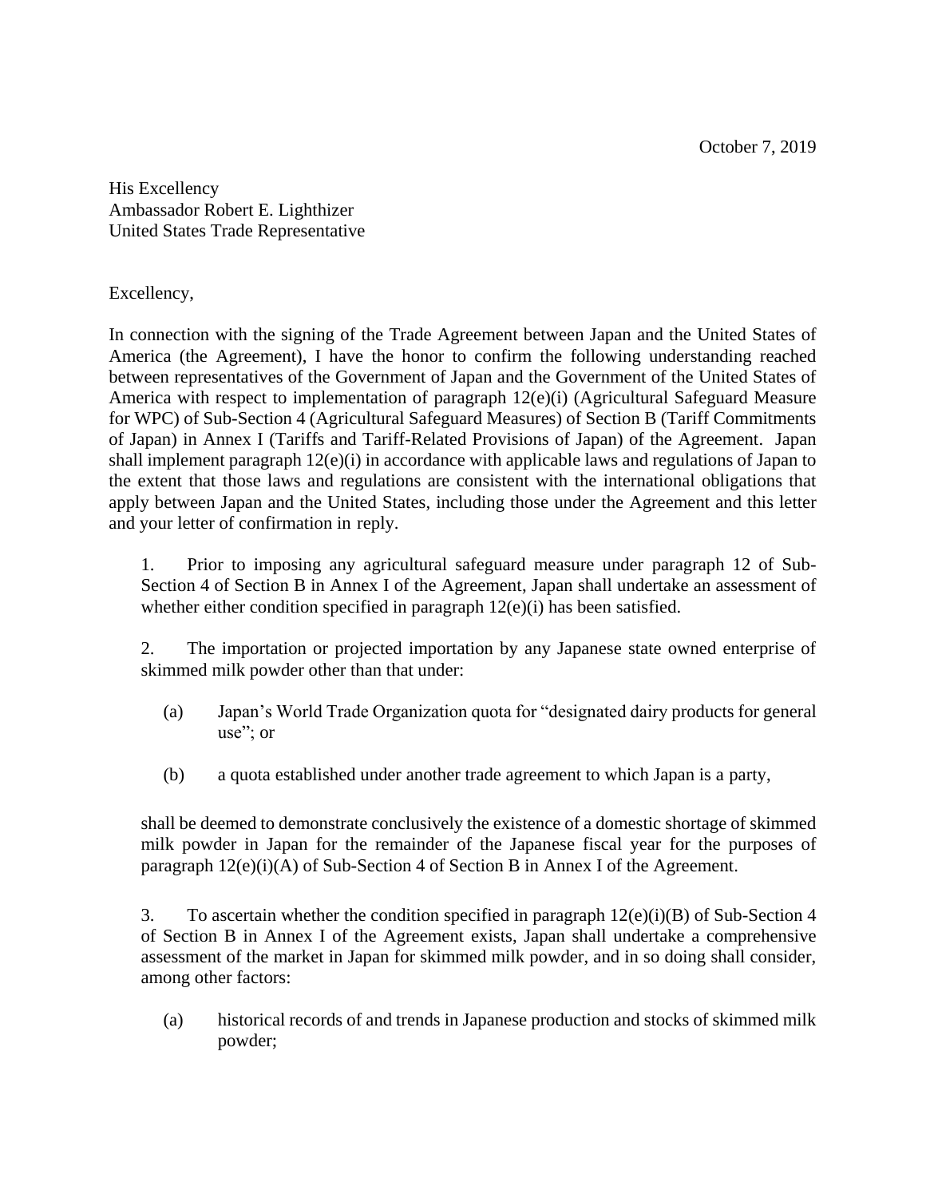October 7, 2019

His Excellency
Ambassador Robert E. Lighthizer
United States Trade Representative

Excellency,

In connection with the signing of the Trade Agreement between Japan and the United States of America (the Agreement), I have the honor to confirm the following understanding reached between representatives of the Government of Japan and the Government of the United States of America with respect to implementation of paragraph 12(e)(i) (Agricultural Safeguard Measure for WPC) of Sub-Section 4 (Agricultural Safeguard Measures) of Section B (Tariff Commitments of Japan) in Annex I (Tariffs and Tariff-Related Provisions of Japan) of the Agreement. Japan shall implement paragraph 12(e)(i) in accordance with applicable laws and regulations of Japan to the extent that those laws and regulations are consistent with the international obligations that apply between Japan and the United States, including those under the Agreement and this letter and your letter of confirmation in reply.

1. Prior to imposing any agricultural safeguard measure under paragraph 12 of Sub-Section 4 of Section B in Annex I of the Agreement, Japan shall undertake an assessment of whether either condition specified in paragraph 12(e)(i) has been satisfied.

2. The importation or projected importation by any Japanese state owned enterprise of skimmed milk powder other than that under:

   (a) Japan's World Trade Organization quota for "designated dairy products for general use"; or

   (b) a quota established under another trade agreement to which Japan is a party,

   shall be deemed to demonstrate conclusively the existence of a domestic shortage of skimmed milk powder in Japan for the remainder of the Japanese fiscal year for the purposes of paragraph 12(e)(i)(A) of Sub-Section 4 of Section B in Annex I of the Agreement.

3. To ascertain whether the condition specified in paragraph 12(e)(i)(B) of Sub-Section 4 of Section B in Annex I of the Agreement exists, Japan shall undertake a comprehensive assessment of the market in Japan for skimmed milk powder, and in so doing shall consider, among other factors:

   (a) historical records of and trends in Japanese production and stocks of skimmed milk powder;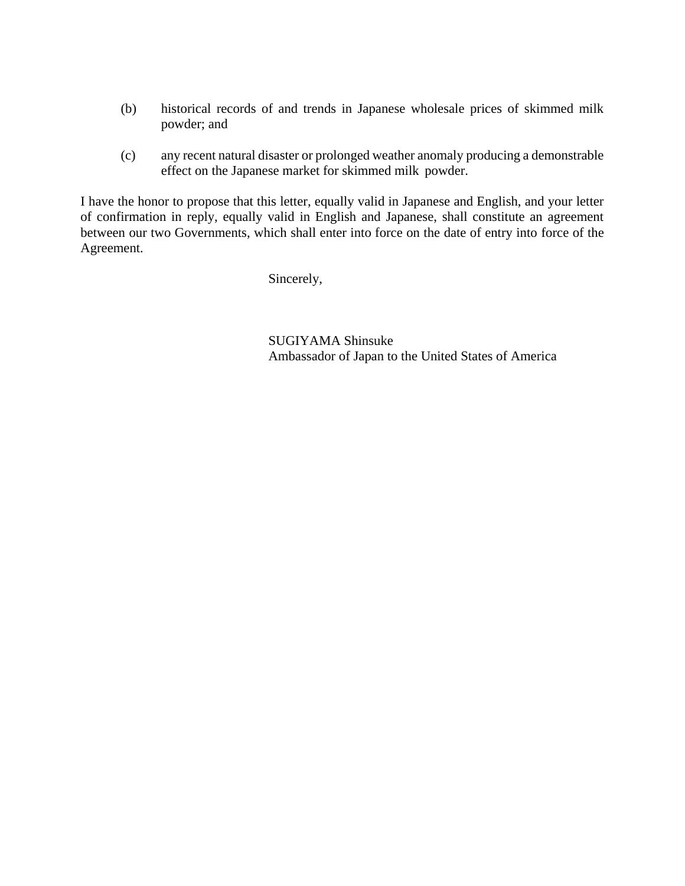(b) historical records of and trends in Japanese wholesale prices of skimmed milk powder; and

(c) any recent natural disaster or prolonged weather anomaly producing a demonstrable effect on the Japanese market for skimmed milk powder.

I have the honor to propose that this letter, equally valid in Japanese and English, and your letter of confirmation in reply, equally valid in English and Japanese, shall constitute an agreement between our two Governments, which shall enter into force on the date of entry into force of the Agreement.

Sincerely,

SUGIYAMA Shinsuke
Ambassador of Japan to the United States of America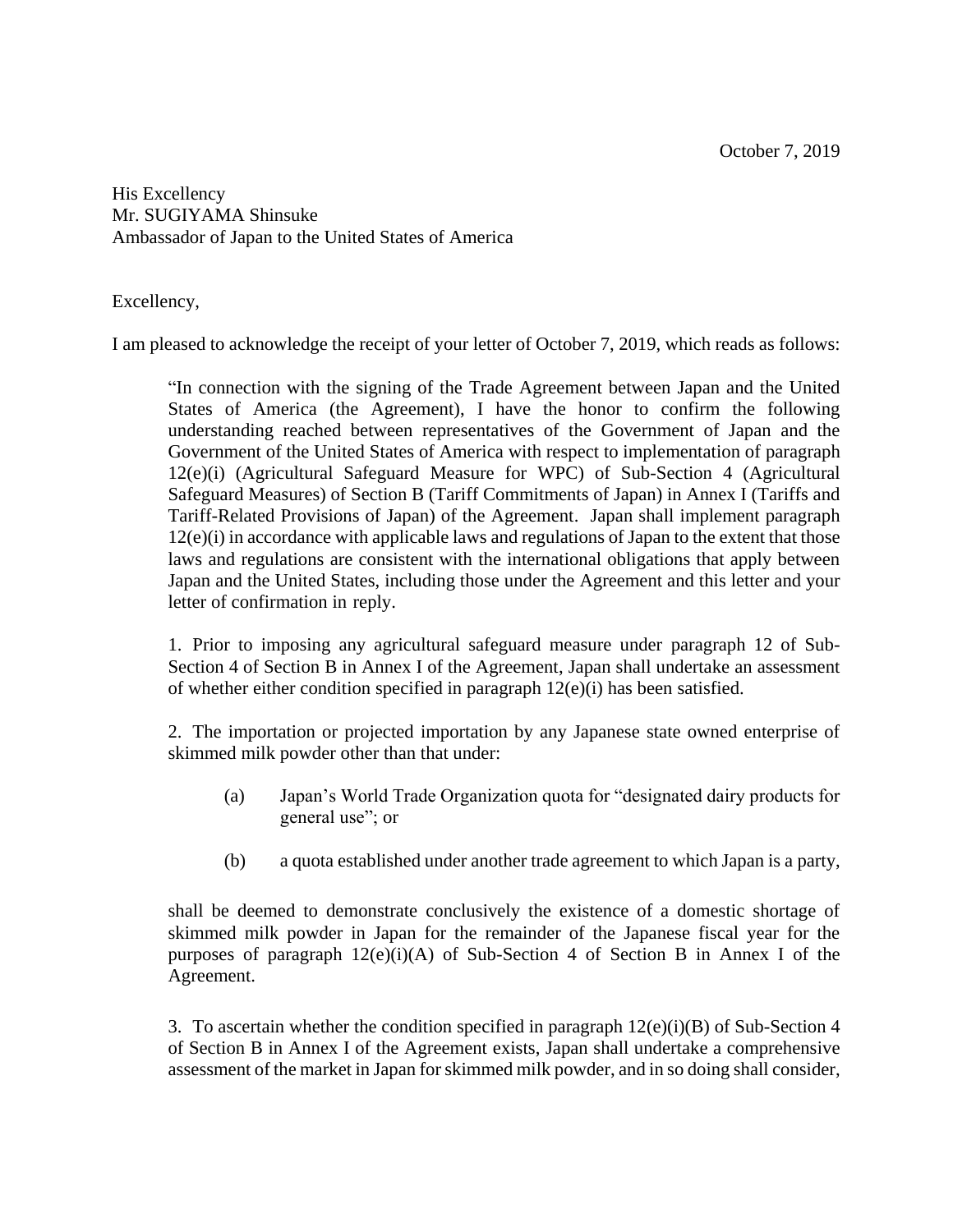October 7, 2019

His Excellency
Mr. SUGIYAMA Shinsuke
Ambassador of Japan to the United States of America

Excellency,

I am pleased to acknowledge the receipt of your letter of October 7, 2019, which reads as follows:

> "In connection with the signing of the Trade Agreement between Japan and the United States of America (the Agreement), I have the honor to confirm the following understanding reached between representatives of the Government of Japan and the Government of the United States of America with respect to implementation of paragraph 12(e)(i) (Agricultural Safeguard Measure for WPC) of Sub-Section 4 (Agricultural Safeguard Measures) of Section B (Tariff Commitments of Japan) in Annex I (Tariffs and Tariff-Related Provisions of Japan) of the Agreement. Japan shall implement paragraph 12(e)(i) in accordance with applicable laws and regulations of Japan to the extent that those laws and regulations are consistent with the international obligations that apply between Japan and the United States, including those under the Agreement and this letter and your letter of confirmation in reply.
>
> 1. Prior to imposing any agricultural safeguard measure under paragraph 12 of Sub-Section 4 of Section B in Annex I of the Agreement, Japan shall undertake an assessment of whether either condition specified in paragraph 12(e)(i) has been satisfied.
>
> 2. The importation or projected importation by any Japanese state owned enterprise of skimmed milk powder other than that under:
>
> > (a) Japan's World Trade Organization quota for "designated dairy products for general use"; or
> >
> > (b) a quota established under another trade agreement to which Japan is a party,
>
> shall be deemed to demonstrate conclusively the existence of a domestic shortage of skimmed milk powder in Japan for the remainder of the Japanese fiscal year for the purposes of paragraph 12(e)(i)(A) of Sub-Section 4 of Section B in Annex I of the Agreement.
>
> 3. To ascertain whether the condition specified in paragraph 12(e)(i)(B) of Sub-Section 4 of Section B in Annex I of the Agreement exists, Japan shall undertake a comprehensive assessment of the market in Japan for skimmed milk powder, and in so doing shall consider,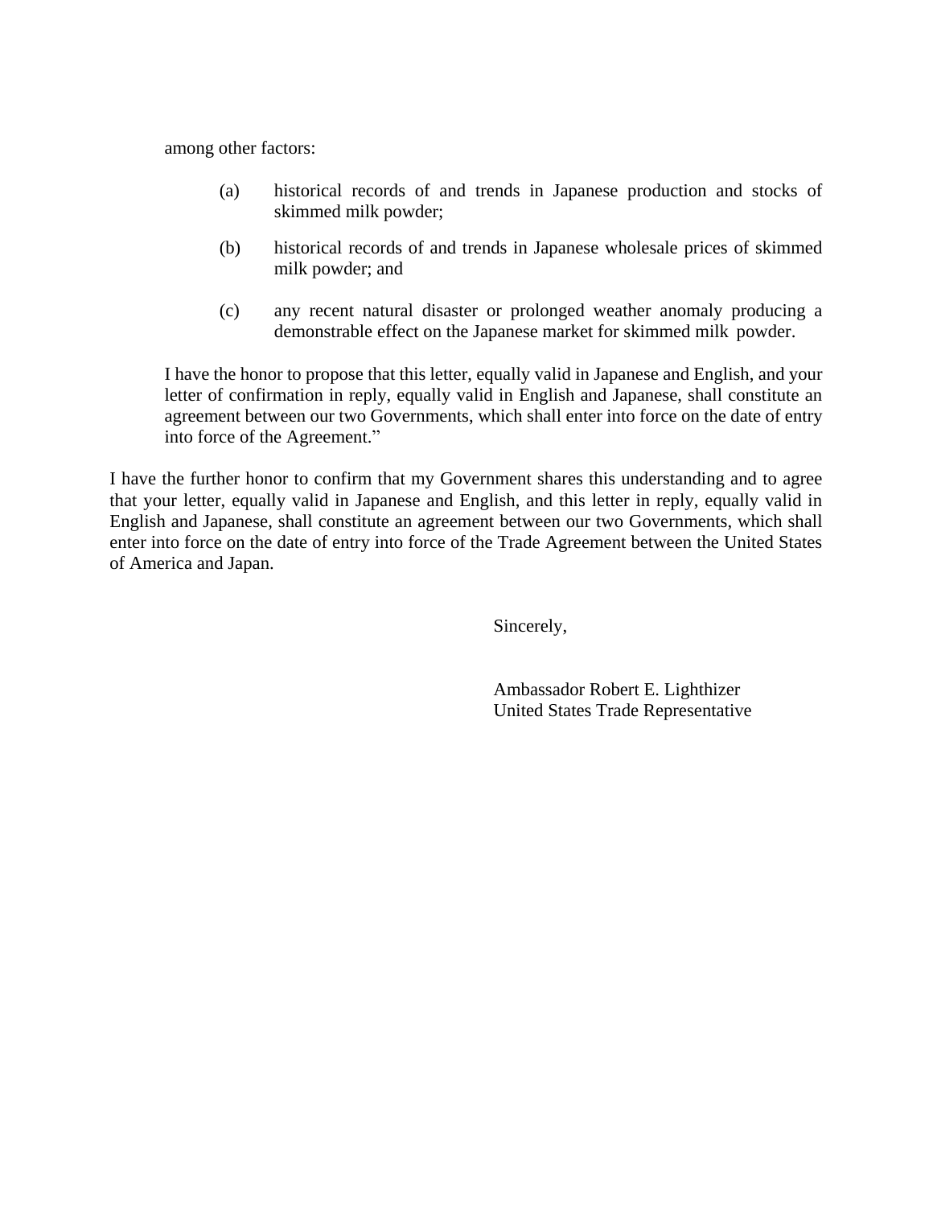among other factors:

(a) historical records of and trends in Japanese production and stocks of skimmed milk powder;

(b) historical records of and trends in Japanese wholesale prices of skimmed milk powder; and

(c) any recent natural disaster or prolonged weather anomaly producing a demonstrable effect on the Japanese market for skimmed milk powder.

I have the honor to propose that this letter, equally valid in Japanese and English, and your letter of confirmation in reply, equally valid in English and Japanese, shall constitute an agreement between our two Governments, which shall enter into force on the date of entry into force of the Agreement."

I have the further honor to confirm that my Government shares this understanding and to agree that your letter, equally valid in Japanese and English, and this letter in reply, equally valid in English and Japanese, shall constitute an agreement between our two Governments, which shall enter into force on the date of entry into force of the Trade Agreement between the United States of America and Japan.

Sincerely,

Ambassador Robert E. Lighthizer
United States Trade Representative